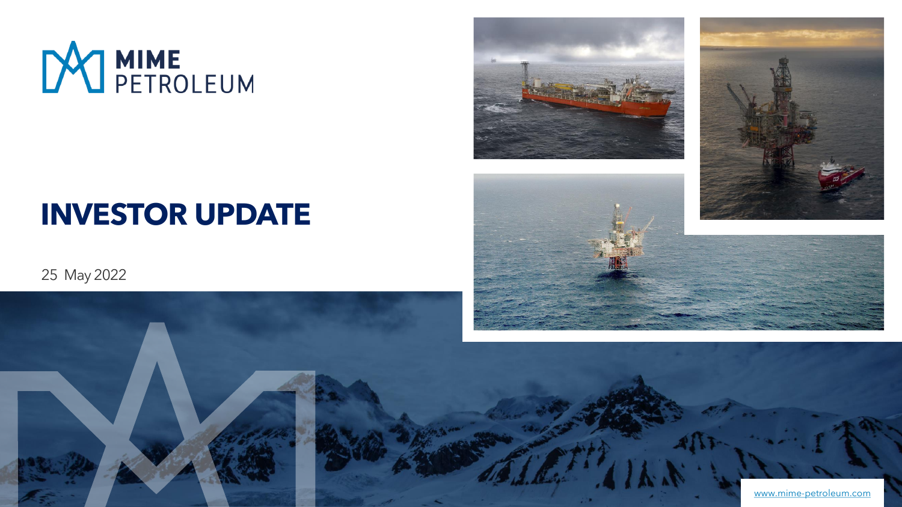MIME PETROLEUM

# INVESTOR UPDATE

25 May 2022

www.mime-petroleum.com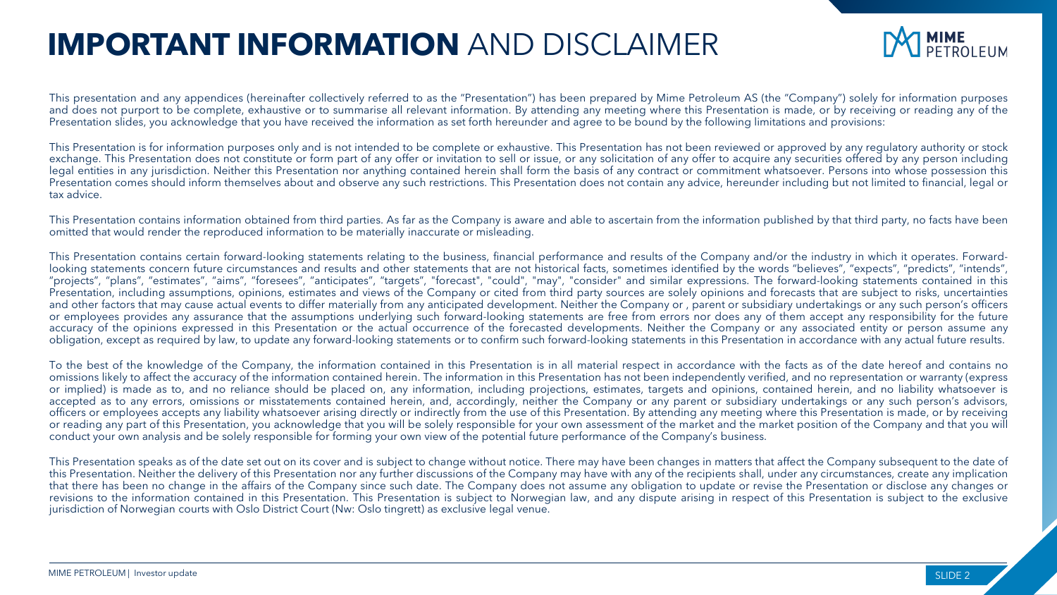# **IMPORTANT INFORMATION** AND DISCLAIMER

This presentation and any appendices (hereinafter collectively referred to as the "Presentation") has been prepared by Mime Petroleum AS (the "Company") solely for information purposes and does not purport to be complete, exhaustive or to summarise all relevant information. By attending any meeting where this Presentation is made, or by receiving or reading any of the Presentation slides, you acknowledge that you have received the information as set forth hereunder and agree to be bound by the following limitations and provisions:

This Presentation is for information purposes only and is not intended to be complete or exhaustive. This Presentation has not been reviewed or approved by any regulatory authority or stock exchange. This Presentation does not constitute or form part of any offer or invitation to sell or issue, or any solicitation of any offer to acquire any securities offered by any person including legal entities in any jurisdiction. Neither this Presentation nor anything contained herein shall form the basis of any contract or commitment whatsoever. Persons into whose possession this Presentation comes should inform themselves about and observe any such restrictions. This Presentation does not contain any advice, hereunder including but not limited to financial, legal or tax advice.

This Presentation contains information obtained from third parties. As far as the Company is aware and able to ascertain from the information published by that third party, no facts have been omitted that would render the reproduced information to be materially inaccurate or misleading.

This Presentation contains certain forward-looking statements relating to the business, financial performance and results of the Company and/or the industry in which it operates. Forward-looking statements concern future circumstances and results and other statements that are not historical facts, sometimes identified by the words "believes", "expects", "predicts", "intends", "projects", "plans", "estimates", "aims", "foresees", "anticipates", "targets", "forecast", "could", "may", "consider" and similar expressions. The forward-looking statements contained in this Presentation, including assumptions, opinions, estimates and views of the Company or cited from third party sources are solely opinions and forecasts that are subject to risks, uncertainties and other factors that may cause actual events to differ materially from any anticipated development. Neither the Company or , parent or subsidiary undertakings or any such person's officers or employees provides any assurance that the assumptions underlying such forward-looking statements are free from errors nor does any of them accept any responsibility for the future accuracy of the opinions expressed in this Presentation or the actual occurrence of the forecasted developments. Neither the Company or any associated entity or person assume any obligation, except as required by law, to update any forward-looking statements or to confirm such forward-looking statements in this Presentation in accordance with any actual future results.

To the best of the knowledge of the Company, the information contained in this Presentation is in all material respect in accordance with the facts as of the date hereof and contains no omissions likely to affect the accuracy of the information contained herein. The information in this Presentation has not been independently verified, and no representation or warranty (express or implied) is made as to, and no reliance should be placed on, any information, including projections, estimates, targets and opinions, contained herein, and no liability whatsoever is accepted as to any errors, omissions or misstatements contained herein, and, accordingly, neither the Company or any parent or subsidiary undertakings or any such person's advisors, officers or employees accepts any liability whatsoever arising directly or indirectly from the use of this Presentation. By attending any meeting where this Presentation is made, or by receiving or reading any part of this Presentation, you acknowledge that you will be solely responsible for your own assessment of the market and the market position of the Company and that you will conduct your own analysis and be solely responsible for forming your own view of the potential future performance of the Company's business.

This Presentation speaks as of the date set out on its cover and is subject to change without notice. There may have been changes in matters that affect the Company subsequent to the date of this Presentation. Neither the delivery of this Presentation nor any further discussions of the Company may have with any of the recipients shall, under any circumstances, create any implication that there has been no change in the affairs of the Company since such date. The Company does not assume any obligation to update or revise the Presentation or disclose any changes or revisions to the information contained in this Presentation. This Presentation is subject to Norwegian law, and any dispute arising in respect of this Presentation is subject to the exclusive jurisdiction of Norwegian courts with Oslo District Court (Nw: Oslo tingrett) as exclusive legal venue.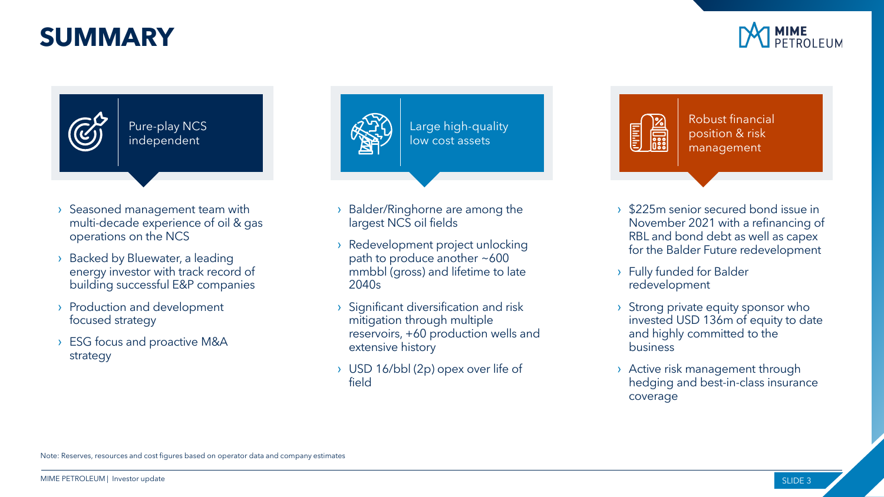# SUMMARY

## Pure-play NCS independent

- Seasoned management team with multi-decade experience of oil & gas operations on the NCS
- Backed by Bluewater, a leading energy investor with track record of building successful E&P companies
- Production and development focused strategy
- ESG focus and proactive M&A strategy

## Large high-quality low cost assets

- Balder/Ringhorne are among the largest NCS oil fields
- Redevelopment project unlocking path to produce another ~600 mmbbl (gross) and lifetime to late 2040s
- Significant diversification and risk mitigation through multiple reservoirs, +60 production wells and extensive history
- USD 16/bbl (2p) opex over life of field

## Robust financial position & risk management

- $225m senior secured bond issue in November 2021 with a refinancing of RBL and bond debt as well as capex for the Balder Future redevelopment
- Fully funded for Balder redevelopment
- Strong private equity sponsor who invested USD 136m of equity to date and highly committed to the business
- Active risk management through hedging and best-in-class insurance coverage

Note: Reserves, resources and cost figures based on operator data and company estimates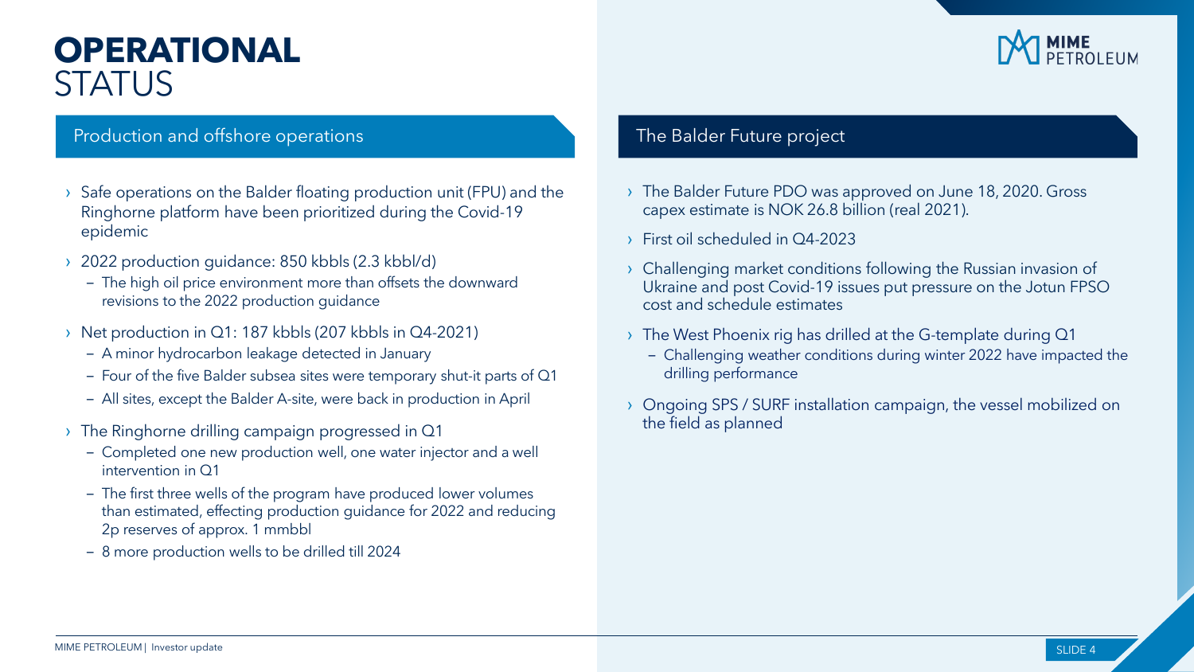# OPERATIONAL STATUS

## Production and offshore operations

- Safe operations on the Balder floating production unit (FPU) and the Ringhorne platform have been prioritized during the Covid-19 epidemic
- 2022 production guidance: 850 kbbls (2.3 kbbl/d)
  - The high oil price environment more than offsets the downward revisions to the 2022 production guidance
- Net production in Q1: 187 kbbls (207 kbbls in Q4-2021)
  - A minor hydrocarbon leakage detected in January
  - Four of the five Balder subsea sites were temporary shut-it parts of Q1
  - All sites, except the Balder A-site, were back in production in April
- The Ringhorne drilling campaign progressed in Q1
  - Completed one new production well, one water injector and a well intervention in Q1
  - The first three wells of the program have produced lower volumes than estimated, effecting production guidance for 2022 and reducing 2p reserves of approx. 1 mmbbl
  - 8 more production wells to be drilled till 2024

## The Balder Future project

- The Balder Future PDO was approved on June 18, 2020. Gross capex estimate is NOK 26.8 billion (real 2021).
- First oil scheduled in Q4-2023
- Challenging market conditions following the Russian invasion of Ukraine and post Covid-19 issues put pressure on the Jotun FPSO cost and schedule estimates
- The West Phoenix rig has drilled at the G-template during Q1
  - Challenging weather conditions during winter 2022 have impacted the drilling performance
- Ongoing SPS / SURF installation campaign, the vessel mobilized on the field as planned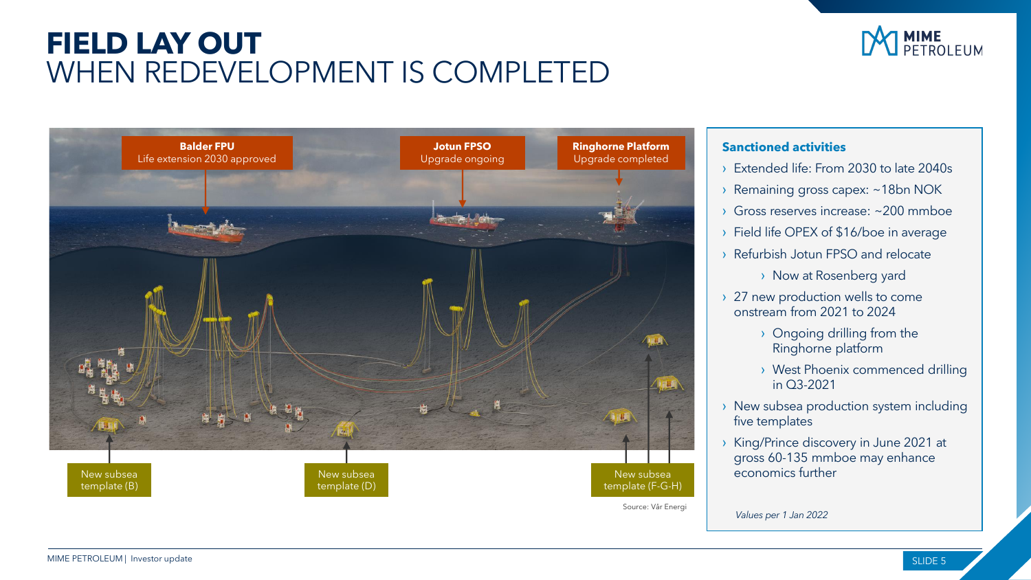# FIELD LAY OUT
## WHEN REDEVELOPMENT IS COMPLETED

**Balder FPU**
Life extension 2030 approved

**Jotun FPSO**
Upgrade ongoing

**Ringhorne Platform**
Upgrade completed

New subsea template (B)

New subsea template (D)

New subsea template (F-G-H)

Source: Vår Energi

### Sanctioned activities

- Extended life: From 2030 to late 2040s
- Remaining gross capex: ~18bn NOK
- Gross reserves increase: ~200 mmboe
- Field life OPEX of $16/boe in average
- Refurbish Jotun FPSO and relocate
  - Now at Rosenberg yard
- 27 new production wells to come onstream from 2021 to 2024
  - Ongoing drilling from the Ringhorne platform
  - West Phoenix commenced drilling in Q3-2021
- New subsea production system including five templates
- King/Prince discovery in June 2021 at gross 60-135 mmboe may enhance economics further

*Values per 1 Jan 2022*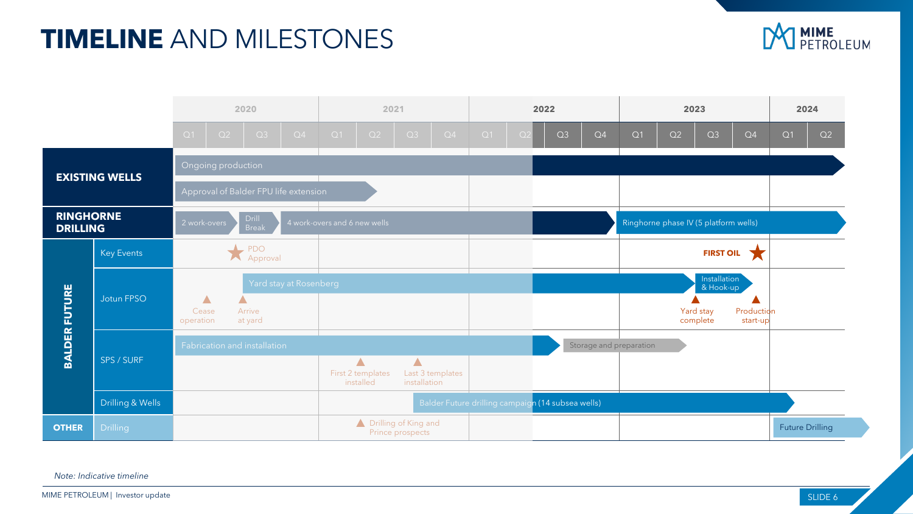# TIMELINE AND MILESTONES

| | | 2020 | | | | 2021 | | | | 2022 | | | | 2023 | | | | 2024 | |
|---|---|---|---|---|---|---|---|---|---|---|---|---|---|---|---|---|---|---|---|
| | | Q1 | Q2 | Q3 | Q4 | Q1 | Q2 | Q3 | Q4 | Q1 | Q2 | Q3 | Q4 | Q1 | Q2 | Q3 | Q4 | Q1 | Q2 |
| **EXISTING WELLS** | | Ongoing production | | | | | | | | | | | | | | | | | |
| | | Approval of Balder FPU life extension | | | | | | | | | | | | | | | | | |
| **RINGHORNE DRILLING** | | 2 work-overs | | Drill Break | 4 work-overs and 6 new wells | | | | | | | | | Ringhorne phase IV (5 platform wells) | | | | | |
| **BALDER FUTURE** | Key Events | | PDO Approval | | | | | | | | | | | | | FIRST OIL | | | |
| | Jotun FPSO | Cease operation | | Arrive at yard; Yard stay at Rosenberg | | | | | | | | | | | | Yard stay complete; Installation & Hook-up | Production start-up | | |
| | SPS / SURF | Fabrication and installation | | | | First 2 templates installed | | Last 3 templates installation | | | | Storage and preparation | | | | | | | |
| | Drilling & Wells | | | | | | | Balder Future drilling campaign (14 subsea wells) | | | | | | | | | | | |
| **OTHER** | Drilling | | | | | | Drilling of King and Prince prospects | | | | | | | | | | | Future Drilling | |

*Note: Indicative timeline*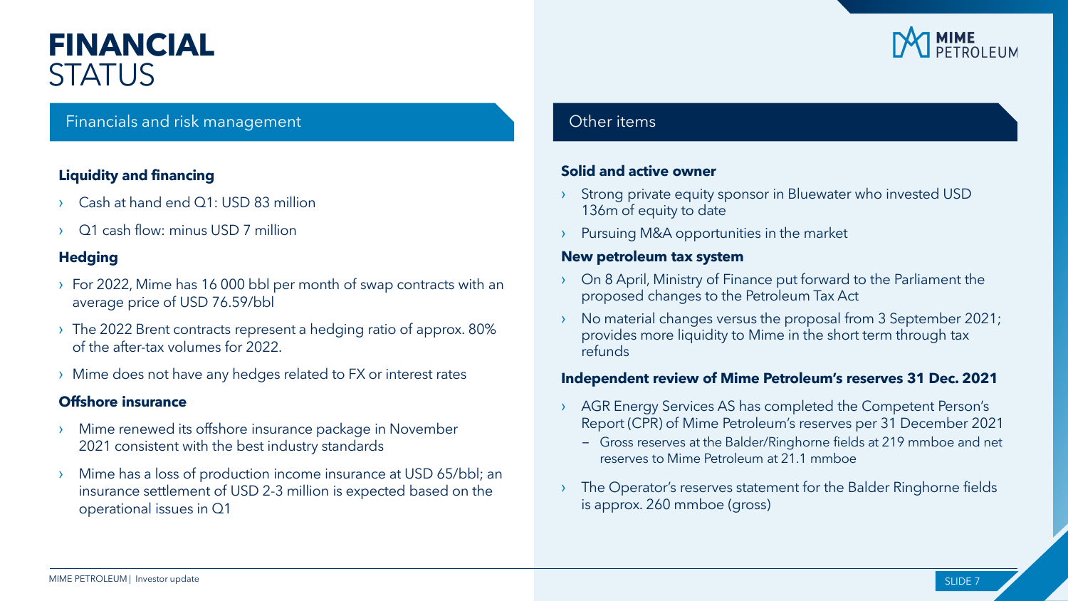# FINANCIAL STATUS

## Financials and risk management

### Liquidity and financing

- Cash at hand end Q1: USD 83 million
- Q1 cash flow: minus USD 7 million

### Hedging

- For 2022, Mime has 16 000 bbl per month of swap contracts with an average price of USD 76.59/bbl
- The 2022 Brent contracts represent a hedging ratio of approx. 80% of the after-tax volumes for 2022.
- Mime does not have any hedges related to FX or interest rates

### Offshore insurance

- Mime renewed its offshore insurance package in November 2021 consistent with the best industry standards
- Mime has a loss of production income insurance at USD 65/bbl; an insurance settlement of USD 2-3 million is expected based on the operational issues in Q1

## Other items

### Solid and active owner

- Strong private equity sponsor in Bluewater who invested USD 136m of equity to date
- Pursuing M&A opportunities in the market

### New petroleum tax system

- On 8 April, Ministry of Finance put forward to the Parliament the proposed changes to the Petroleum Tax Act
- No material changes versus the proposal from 3 September 2021; provides more liquidity to Mime in the short term through tax refunds

### Independent review of Mime Petroleum's reserves 31 Dec. 2021

- AGR Energy Services AS has completed the Competent Person's Report (CPR) of Mime Petroleum's reserves per 31 December 2021
  - Gross reserves at the Balder/Ringhorne fields at 219 mmboe and net reserves to Mime Petroleum at 21.1 mmboe
- The Operator's reserves statement for the Balder Ringhorne fields is approx. 260 mmboe (gross)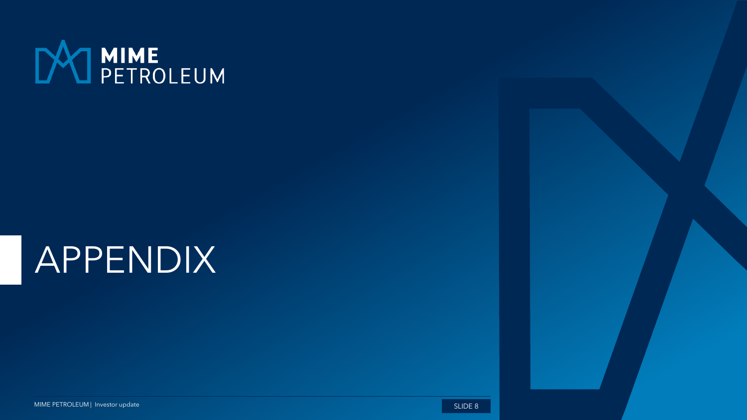MIME PETROLEUM

# APPENDIX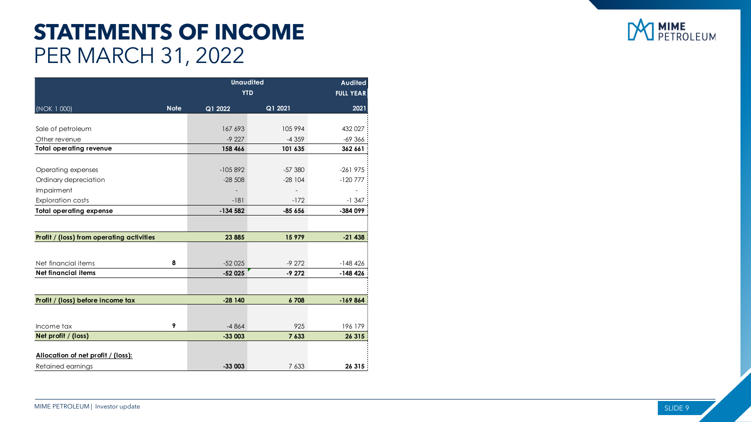# STATEMENTS OF INCOME
## PER MARCH 31, 2022

| (NOK 1 000) | Note | Unaudited YTD Q1 2022 | Unaudited YTD Q1 2021 | Audited FULL YEAR 2021 |
|---|---|---|---|---|
| Sale of petroleum | | 167 693 | 105 994 | 432 027 |
| Other revenue | | -9 227 | -4 359 | -69 366 |
| **Total operating revenue** | | **158 466** | **101 635** | **362 661** |
| Operating expenses | | -105 892 | -57 380 | -261 975 |
| Ordinary depreciation | | -28 508 | -28 104 | -120 777 |
| Impairment | | - | - | - |
| Exploration costs | | -181 | -172 | -1 347 |
| **Total operating expense** | | **-134 582** | **-85 656** | **-384 099** |
| **Profit / (loss) from operating activities** | | **23 885** | **15 979** | **-21 438** |
| Net financial items | 8 | -52 025 | -9 272 | -148 426 |
| **Net financial items** | | **-52 025** | **-9 272** | **-148 426** |
| **Profit / (loss) before income tax** | | **-28 140** | **6 708** | **-169 864** |
| Income tax | 9 | -4 864 | 925 | 196 179 |
| **Net profit / (loss)** | | **-33 003** | **7 633** | **26 315** |
| **Allocation of net profit / (loss):** | | | | |
| Retained earnings | | **-33 003** | 7 633 | **26 315** |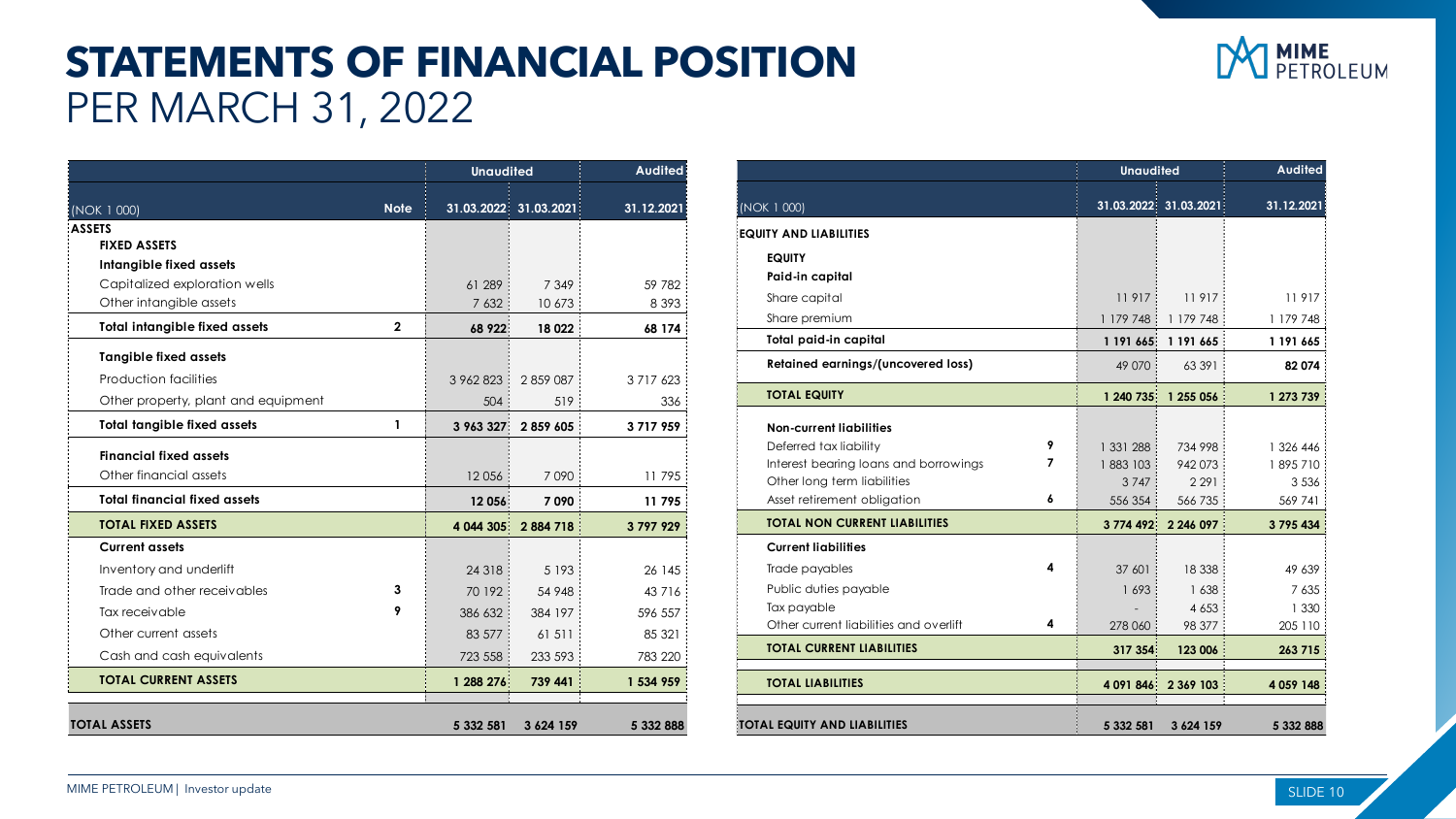# STATEMENTS OF FINANCIAL POSITION

## PER MARCH 31, 2022

| (NOK 1 000) | Note | Unaudited 31.03.2022 | Unaudited 31.03.2021 | Audited 31.12.2021 |
|---|---|---|---|---|
| **ASSETS** | | | | |
| **FIXED ASSETS** | | | | |
| **Intangible fixed assets** | | | | |
| Capitalized exploration wells | | 61 289 | 7 349 | 59 782 |
| Other intangible assets | | 7 632 | 10 673 | 8 393 |
| **Total intangible fixed assets** | **2** | **68 922** | **18 022** | **68 174** |
| **Tangible fixed assets** | | | | |
| Production facilities | | 3 962 823 | 2 859 087 | 3 717 623 |
| Other property, plant and equipment | | 504 | 519 | 336 |
| **Total tangible fixed assets** | **1** | **3 963 327** | **2 859 605** | **3 717 959** |
| **Financial fixed assets** | | | | |
| Other financial assets | | 12 056 | 7 090 | 11 795 |
| **Total financial fixed assets** | | **12 056** | **7 090** | **11 795** |
| **TOTAL FIXED ASSETS** | | **4 044 305** | **2 884 718** | **3 797 929** |
| **Current assets** | | | | |
| Inventory and underlift | | 24 318 | 5 193 | 26 145 |
| Trade and other receivables | 3 | 70 192 | 54 948 | 43 716 |
| Tax receivable | 9 | 386 632 | 384 197 | 596 557 |
| Other current assets | | 83 577 | 61 511 | 85 321 |
| Cash and cash equivalents | | 723 558 | 233 593 | 783 220 |
| **TOTAL CURRENT ASSETS** | | **1 288 276** | **739 441** | **1 534 959** |
| **TOTAL ASSETS** | | **5 332 581** | **3 624 159** | **5 332 888** |

| (NOK 1 000) | Note | Unaudited 31.03.2022 | Unaudited 31.03.2021 | Audited 31.12.2021 |
|---|---|---|---|---|
| **EQUITY AND LIABILITIES** | | | | |
| **EQUITY** | | | | |
| **Paid-in capital** | | | | |
| Share capital | | 11 917 | 11 917 | 11 917 |
| Share premium | | 1 179 748 | 1 179 748 | 1 179 748 |
| **Total paid-in capital** | | **1 191 665** | **1 191 665** | **1 191 665** |
| **Retained earnings/(uncovered loss)** | | 49 070 | 63 391 | **82 074** |
| **TOTAL EQUITY** | | **1 240 735** | **1 255 056** | **1 273 739** |
| **Non-current liabilities** | | | | |
| Deferred tax liability | 9 | 1 331 288 | 734 998 | 1 326 446 |
| Interest bearing loans and borrowings | 7 | 1 883 103 | 942 073 | 1 895 710 |
| Other long term liabilities | | 3 747 | 2 291 | 3 536 |
| Asset retirement obligation | 6 | 556 354 | 566 735 | 569 741 |
| **TOTAL NON CURRENT LIABILITIES** | | **3 774 492** | **2 246 097** | **3 795 434** |
| **Current liabilities** | | | | |
| Trade payables | 4 | 37 601 | 18 338 | 49 639 |
| Public duties payable | | 1 693 | 1 638 | 7 635 |
| Tax payable | | - | 4 653 | 1 330 |
| Other current liabilities and overlift | 4 | 278 060 | 98 377 | 205 110 |
| **TOTAL CURRENT LIABILITIES** | | **317 354** | **123 006** | **263 715** |
| **TOTAL LIABILITIES** | | **4 091 846** | **2 369 103** | **4 059 148** |
| **TOTAL EQUITY AND LIABILITIES** | | **5 332 581** | **3 624 159** | **5 332 888** |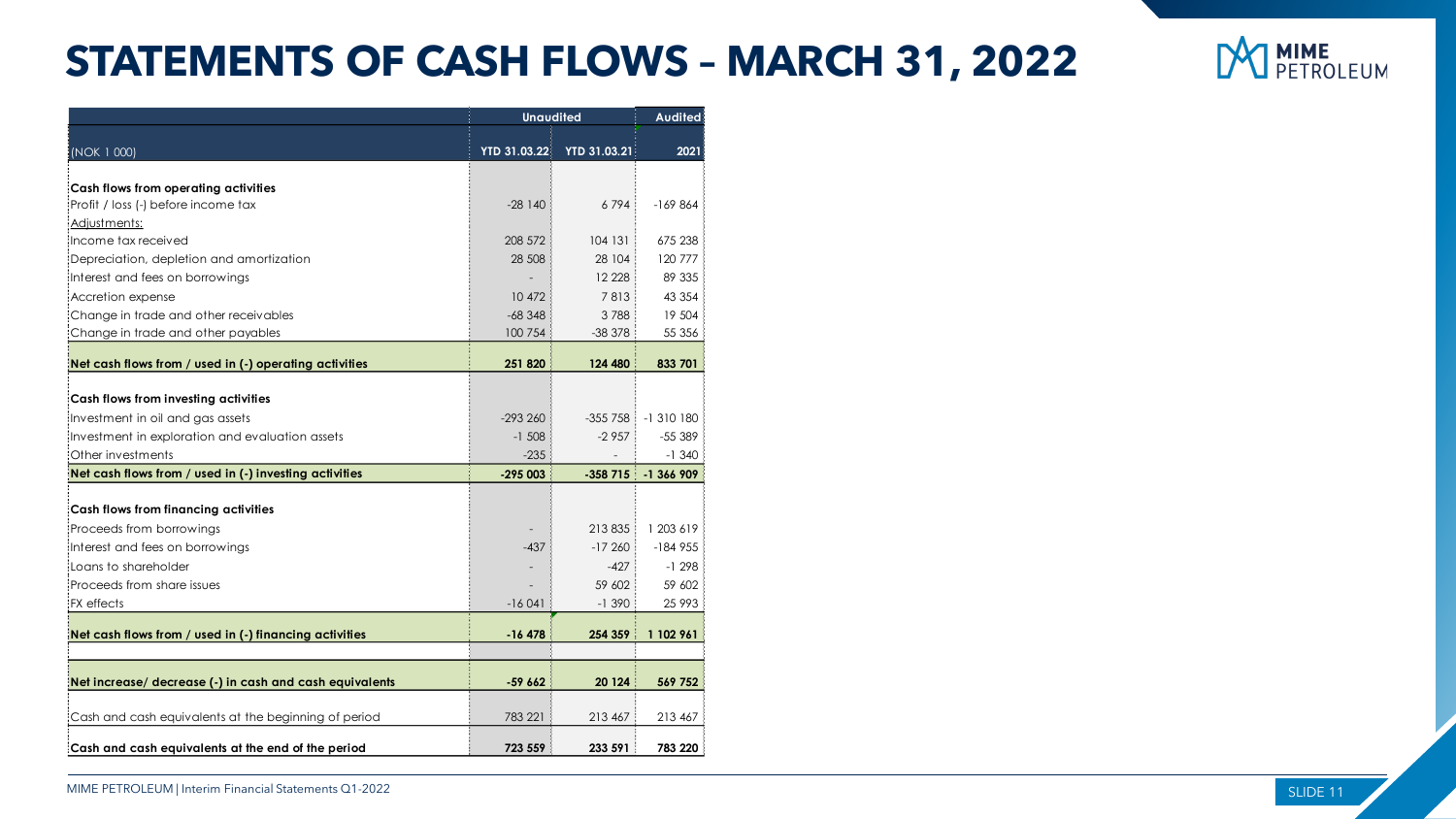# STATEMENTS OF CASH FLOWS – MARCH 31, 2022

| | Unaudited | | Audited |
|---|---|---|---|
| (NOK 1 000) | YTD 31.03.22 | YTD 31.03.21 | 2021 |
| **Cash flows from operating activities** | | | |
| Profit / loss (-) before income tax | -28 140 | 6 794 | -169 864 |
| Adjustments: | | | |
| Income tax received | 208 572 | 104 131 | 675 238 |
| Depreciation, depletion and amortization | 28 508 | 28 104 | 120 777 |
| Interest and fees on borrowings | - | 12 228 | 89 335 |
| Accretion expense | 10 472 | 7 813 | 43 354 |
| Change in trade and other receivables | -68 348 | 3 788 | 19 504 |
| Change in trade and other payables | 100 754 | -38 378 | 55 356 |
| **Net cash flows from / used in (-) operating activities** | **251 820** | **124 480** | **833 701** |
| **Cash flows from investing activities** | | | |
| Investment in oil and gas assets | -293 260 | -355 758 | -1 310 180 |
| Investment in exploration and evaluation assets | -1 508 | -2 957 | -55 389 |
| Other investments | -235 | - | -1 340 |
| **Net cash flows from / used in (-) investing activities** | **-295 003** | **-358 715** | **-1 366 909** |
| **Cash flows from financing activities** | | | |
| Proceeds from borrowings | - | 213 835 | 1 203 619 |
| Interest and fees on borrowings | -437 | -17 260 | -184 955 |
| Loans to shareholder | - | -427 | -1 298 |
| Proceeds from share issues | - | 59 602 | 59 602 |
| FX effects | -16 041 | -1 390 | 25 993 |
| **Net cash flows from / used in (-) financing activities** | **-16 478** | **254 359** | **1 102 961** |
| **Net increase/ decrease (-) in cash and cash equivalents** | **-59 662** | **20 124** | **569 752** |
| Cash and cash equivalents at the beginning of period | 783 221 | 213 467 | 213 467 |
| **Cash and cash equivalents at the end of the period** | **723 559** | **233 591** | **783 220** |

MIME PETROLEUM | Interim Financial Statements Q1-2022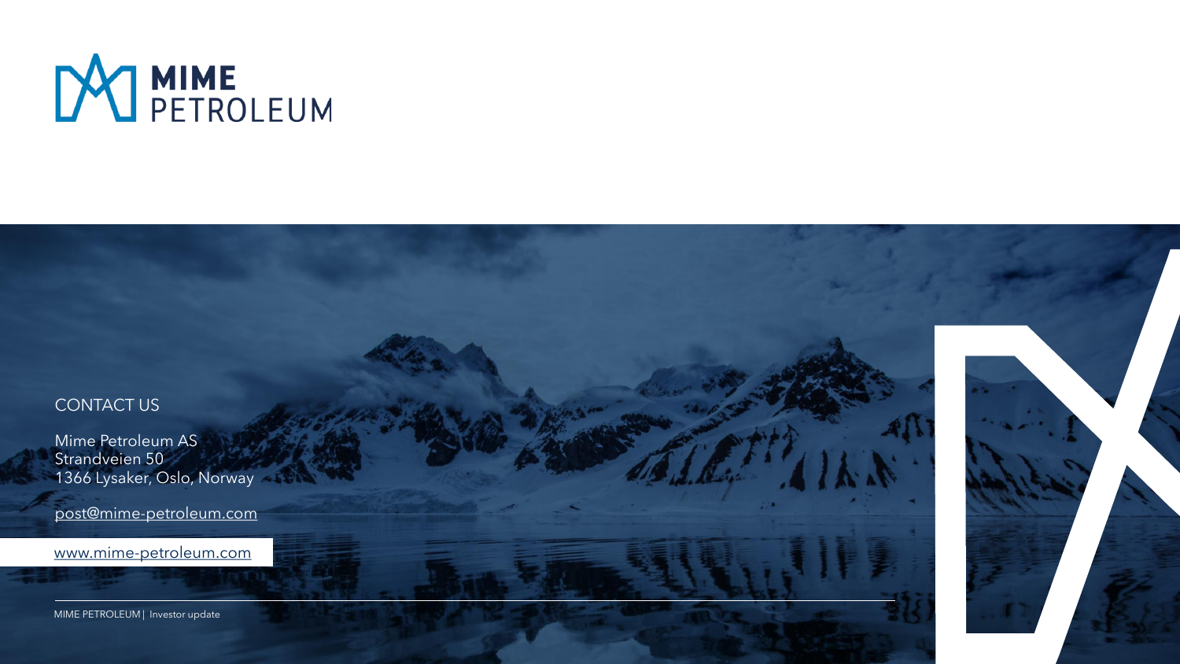MIME PETROLEUM

## CONTACT US

Mime Petroleum AS
Strandveien 50
1366 Lysaker, Oslo, Norway

post@mime-petroleum.com

www.mime-petroleum.com